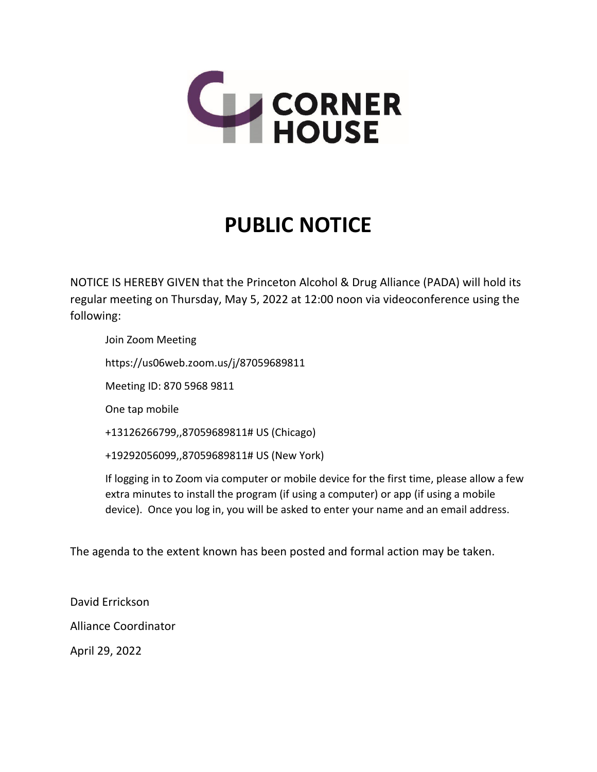CORNER HOUSE

# PUBLIC NOTICE

NOTICE IS HEREBY GIVEN that the Princeton Alcohol & Drug Alliance (PADA) will hold its regular meeting on Thursday, May 5, 2022 at 12:00 noon via videoconference using the following:

Join Zoom Meeting

https://us06web.zoom.us/j/87059689811

Meeting ID: 870 5968 9811

One tap mobile

+13126266799,,87059689811# US (Chicago)

+19292056099,,87059689811# US (New York)

If logging in to Zoom via computer or mobile device for the first time, please allow a few extra minutes to install the program (if using a computer) or app (if using a mobile device). Once you log in, you will be asked to enter your name and an email address.

The agenda to the extent known has been posted and formal action may be taken.

David Errickson

Alliance Coordinator

April 29, 2022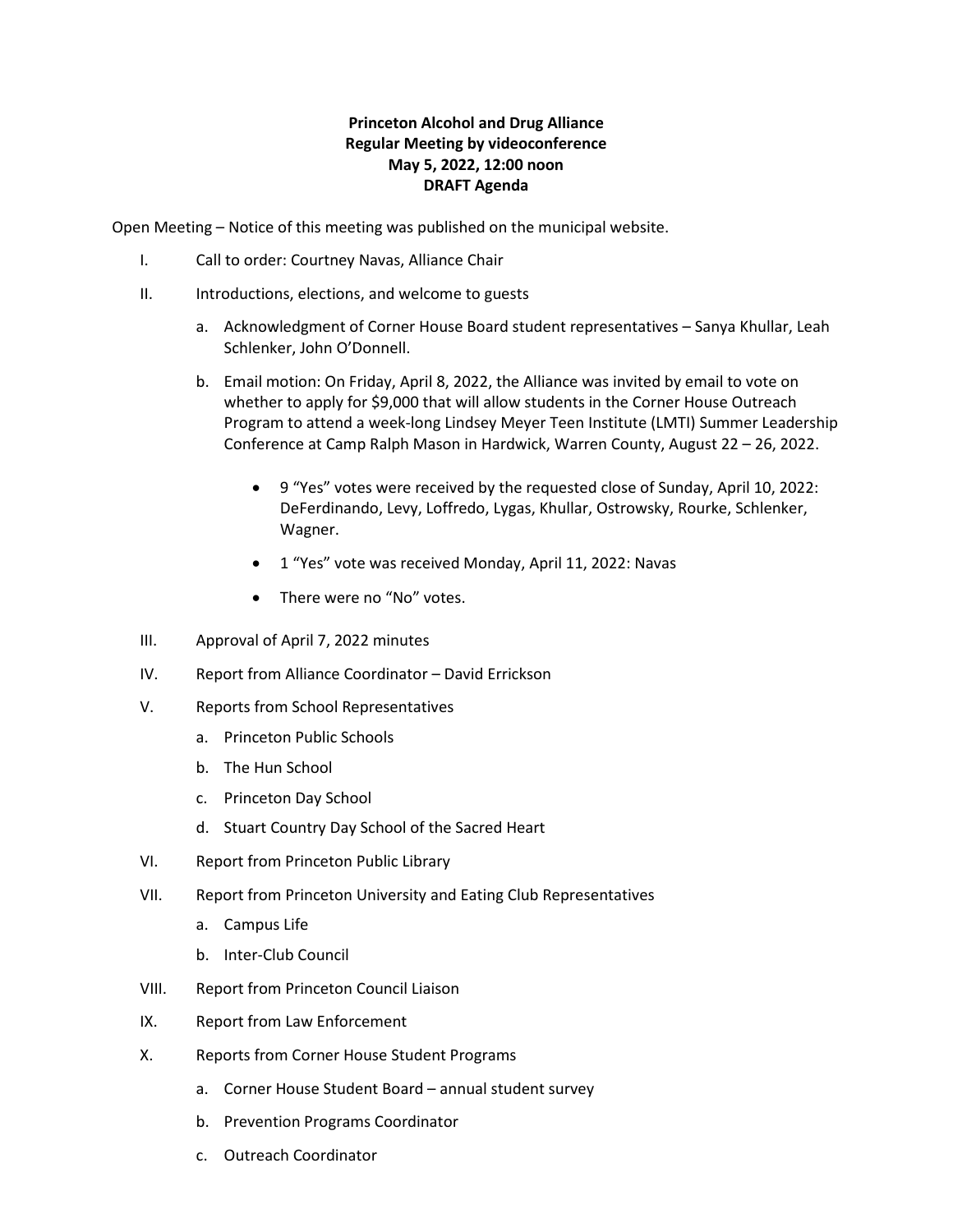**Princeton Alcohol and Drug Alliance**
**Regular Meeting by videoconference**
**May 5, 2022, 12:00 noon**
**DRAFT Agenda**

Open Meeting – Notice of this meeting was published on the municipal website.

I. Call to order: Courtney Navas, Alliance Chair

II. Introductions, elections, and welcome to guests

   a. Acknowledgment of Corner House Board student representatives – Sanya Khullar, Leah Schlenker, John O'Donnell.

   b. Email motion: On Friday, April 8, 2022, the Alliance was invited by email to vote on whether to apply for $9,000 that will allow students in the Corner House Outreach Program to attend a week-long Lindsey Meyer Teen Institute (LMTI) Summer Leadership Conference at Camp Ralph Mason in Hardwick, Warren County, August 22 – 26, 2022.

      - 9 "Yes" votes were received by the requested close of Sunday, April 10, 2022: DeFerdinando, Levy, Loffredo, Lygas, Khullar, Ostrowsky, Rourke, Schlenker, Wagner.
      - 1 "Yes" vote was received Monday, April 11, 2022: Navas
      - There were no "No" votes.

III. Approval of April 7, 2022 minutes

IV. Report from Alliance Coordinator – David Errickson

V. Reports from School Representatives

   a. Princeton Public Schools
   b. The Hun School
   c. Princeton Day School
   d. Stuart Country Day School of the Sacred Heart

VI. Report from Princeton Public Library

VII. Report from Princeton University and Eating Club Representatives

   a. Campus Life
   b. Inter-Club Council

VIII. Report from Princeton Council Liaison

IX. Report from Law Enforcement

X. Reports from Corner House Student Programs

   a. Corner House Student Board – annual student survey
   b. Prevention Programs Coordinator
   c. Outreach Coordinator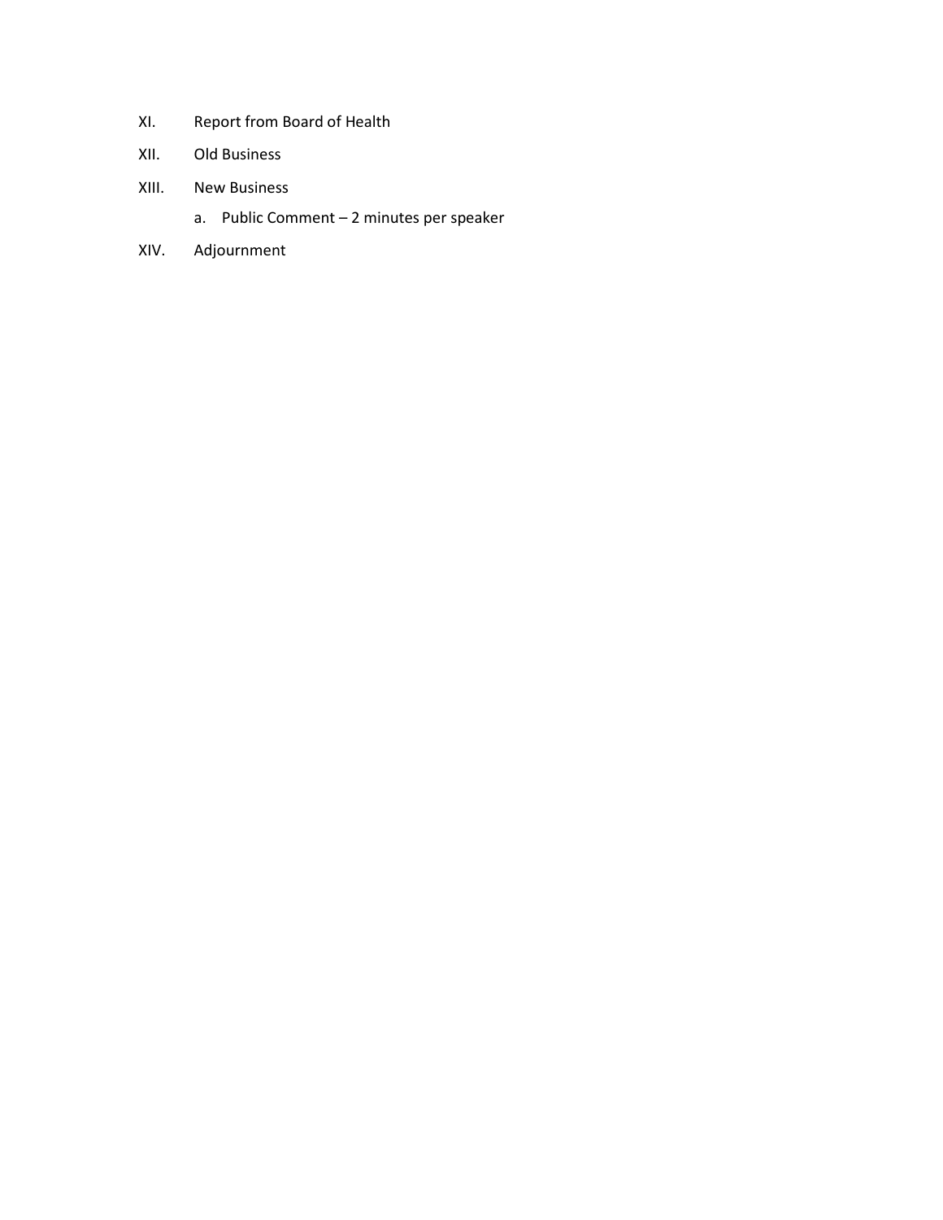XI. Report from Board of Health

XII. Old Business

XIII. New Business

  a. Public Comment – 2 minutes per speaker

XIV. Adjournment